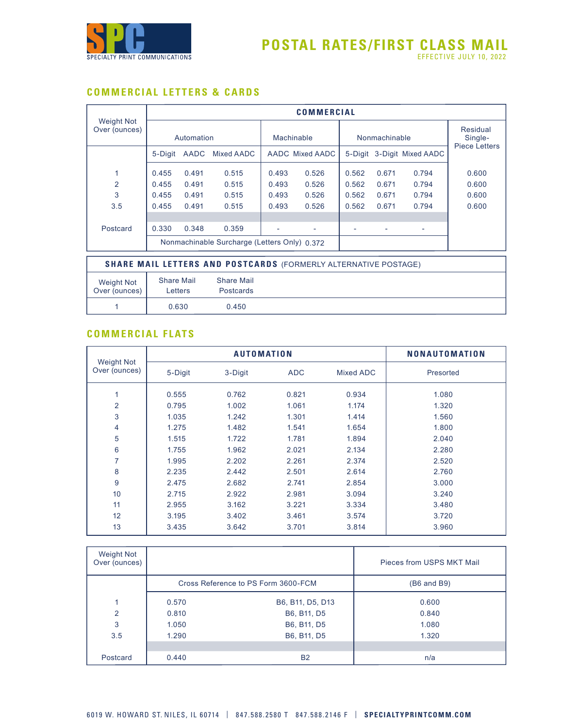SPC
SPECIALTY PRINT COMMUNICATIONS

# POSTAL RATES/FIRST CLASS MAIL

EFFECTIVE JULY 10, 2022

## COMMERCIAL LETTERS & CARDS

| Weight Not Over (ounces) | COMMERCIAL | | | | | | | | | Residual Single-Piece Letters |
|---|---|---|---|---|---|---|---|---|---|---|
| | Automation | | | Machinable | | Nonmachinable | | | | |
| | 5-Digit | AADC | Mixed AADC | AADC | Mixed AADC | 5-Digit | 3-Digit | Mixed AADC | | |
| 1 | 0.455 | 0.491 | 0.515 | 0.493 | 0.526 | 0.562 | 0.671 | 0.794 | | 0.600 |
| 2 | 0.455 | 0.491 | 0.515 | 0.493 | 0.526 | 0.562 | 0.671 | 0.794 | | 0.600 |
| 3 | 0.455 | 0.491 | 0.515 | 0.493 | 0.526 | 0.562 | 0.671 | 0.794 | | 0.600 |
| 3.5 | 0.455 | 0.491 | 0.515 | 0.493 | 0.526 | 0.562 | 0.671 | 0.794 | | 0.600 |
| Postcard | 0.330 | 0.348 | 0.359 | - | - | - | - | - | | |
| | Nonmachinable Surcharge (Letters Only) 0.372 | | | | | | | | | |

| SHARE MAIL LETTERS AND POSTCARDS (FORMERLY ALTERNATIVE POSTAGE) | | |
|---|---|---|
| Weight Not Over (ounces) | Share Mail Letters | Share Mail Postcards |
| 1 | 0.630 | 0.450 |

## COMMERCIAL FLATS

| Weight Not Over (ounces) | AUTOMATION | | | | NONAUTOMATION |
|---|---|---|---|---|---|
| | 5-Digit | 3-Digit | ADC | Mixed ADC | Presorted |
| 1 | 0.555 | 0.762 | 0.821 | 0.934 | 1.080 |
| 2 | 0.795 | 1.002 | 1.061 | 1.174 | 1.320 |
| 3 | 1.035 | 1.242 | 1.301 | 1.414 | 1.560 |
| 4 | 1.275 | 1.482 | 1.541 | 1.654 | 1.800 |
| 5 | 1.515 | 1.722 | 1.781 | 1.894 | 2.040 |
| 6 | 1.755 | 1.962 | 2.021 | 2.134 | 2.280 |
| 7 | 1.995 | 2.202 | 2.261 | 2.374 | 2.520 |
| 8 | 2.235 | 2.442 | 2.501 | 2.614 | 2.760 |
| 9 | 2.475 | 2.682 | 2.741 | 2.854 | 3.000 |
| 10 | 2.715 | 2.922 | 2.981 | 3.094 | 3.240 |
| 11 | 2.955 | 3.162 | 3.221 | 3.334 | 3.480 |
| 12 | 3.195 | 3.402 | 3.461 | 3.574 | 3.720 |
| 13 | 3.435 | 3.642 | 3.701 | 3.814 | 3.960 |

| Weight Not Over (ounces) | | | Pieces from USPS MKT Mail |
|---|---|---|---|
| | Cross Reference to PS Form 3600-FCM | | (B6 and B9) |
| 1 | 0.570 | B6, B11, D5, D13 | 0.600 |
| 2 | 0.810 | B6, B11, D5 | 0.840 |
| 3 | 1.050 | B6, B11, D5 | 1.080 |
| 3.5 | 1.290 | B6, B11, D5 | 1.320 |
| Postcard | 0.440 | B2 | n/a |

6019 W. HOWARD ST. NILES, IL 60714 | 847.588.2580 T 847.588.2146 F | SPECIALTYPRINTCOMM.COM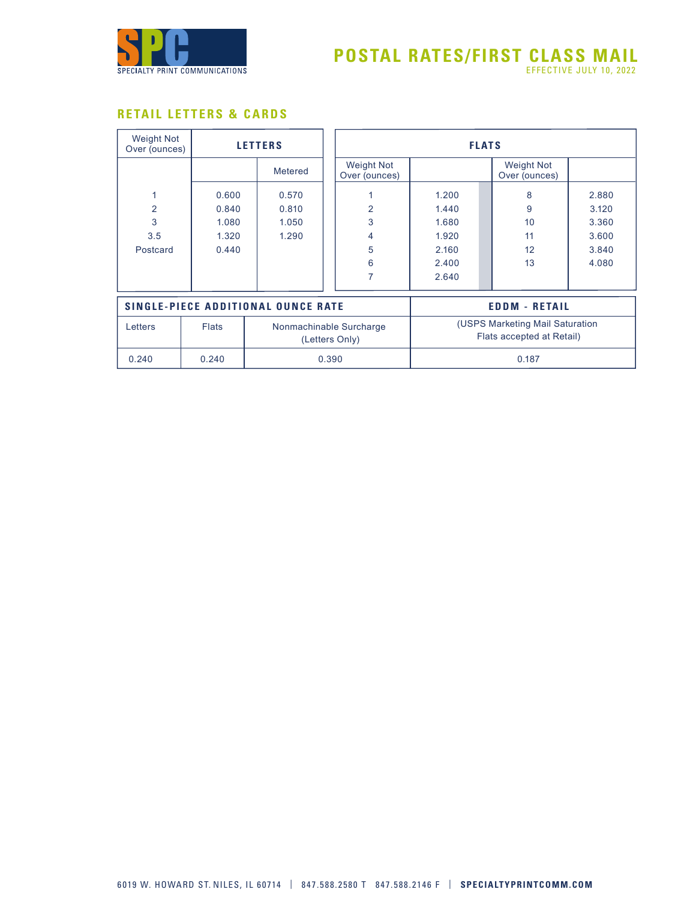# POSTAL RATES/FIRST CLASS MAIL

EFFECTIVE JULY 10, 2022

## RETAIL LETTERS & CARDS

| Weight Not Over (ounces) | LETTERS | |
|---|---|---|
| | | Metered |
| 1 | 0.600 | 0.570 |
| 2 | 0.840 | 0.810 |
| 3 | 1.080 | 1.050 |
| 3.5 | 1.320 | 1.290 |
| Postcard | 0.440 | |

| FLATS | | | |
|---|---|---|---|
| Weight Not Over (ounces) | | Weight Not Over (ounces) | |
| 1 | 1.200 | 8 | 2.880 |
| 2 | 1.440 | 9 | 3.120 |
| 3 | 1.680 | 10 | 3.360 |
| 4 | 1.920 | 11 | 3.600 |
| 5 | 2.160 | 12 | 3.840 |
| 6 | 2.400 | 13 | 4.080 |
| 7 | 2.640 | | |

| SINGLE-PIECE ADDITIONAL OUNCE RATE | | | EDDM - RETAIL |
|---|---|---|---|
| Letters | Flats | Nonmachinable Surcharge (Letters Only) | (USPS Marketing Mail Saturation Flats accepted at Retail) |
| 0.240 | 0.240 | 0.390 | 0.187 |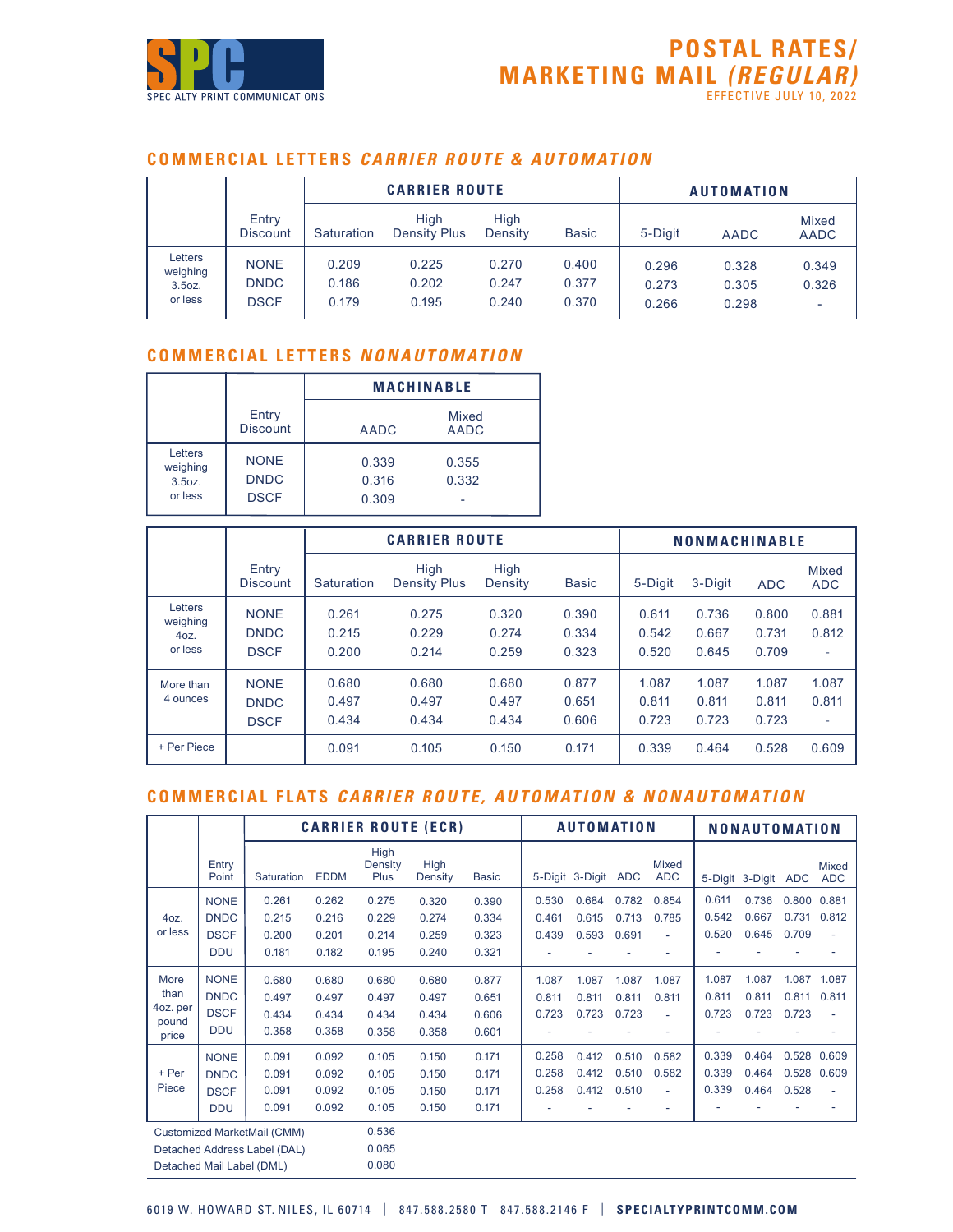SPC SPECIALTY PRINT COMMUNICATIONS

# POSTAL RATES/ MARKETING MAIL *(REGULAR)*

EFFECTIVE JULY 10, 2022

## COMMERCIAL LETTERS *CARRIER ROUTE & AUTOMATION*

| | Entry Discount | CARRIER ROUTE | | | | AUTOMATION | | |
|---|---|---|---|---|---|---|---|---|
| | | Saturation | High Density Plus | High Density | Basic | 5-Digit | AADC | Mixed AADC |
| Letters weighing 3.5oz. or less | NONE | 0.209 | 0.225 | 0.270 | 0.400 | 0.296 | 0.328 | 0.349 |
| | DNDC | 0.186 | 0.202 | 0.247 | 0.377 | 0.273 | 0.305 | 0.326 |
| | DSCF | 0.179 | 0.195 | 0.240 | 0.370 | 0.266 | 0.298 | - |

## COMMERCIAL LETTERS *NONAUTOMATION*

| | Entry Discount | MACHINABLE | |
|---|---|---|---|
| | | AADC | Mixed AADC |
| Letters weighing 3.5oz. or less | NONE | 0.339 | 0.355 |
| | DNDC | 0.316 | 0.332 |
| | DSCF | 0.309 | - |

| | Entry Discount | CARRIER ROUTE | | | | NONMACHINABLE | | | |
|---|---|---|---|---|---|---|---|---|---|
| | | Saturation | High Density Plus | High Density | Basic | 5-Digit | 3-Digit | ADC | Mixed ADC |
| Letters weighing 4oz. or less | NONE | 0.261 | 0.275 | 0.320 | 0.390 | 0.611 | 0.736 | 0.800 | 0.881 |
| | DNDC | 0.215 | 0.229 | 0.274 | 0.334 | 0.542 | 0.667 | 0.731 | 0.812 |
| | DSCF | 0.200 | 0.214 | 0.259 | 0.323 | 0.520 | 0.645 | 0.709 | - |
| More than 4 ounces | NONE | 0.680 | 0.680 | 0.680 | 0.877 | 1.087 | 1.087 | 1.087 | 1.087 |
| | DNDC | 0.497 | 0.497 | 0.497 | 0.651 | 0.811 | 0.811 | 0.811 | 0.811 |
| | DSCF | 0.434 | 0.434 | 0.434 | 0.606 | 0.723 | 0.723 | 0.723 | - |
| + Per Piece | | 0.091 | 0.105 | 0.150 | 0.171 | 0.339 | 0.464 | 0.528 | 0.609 |

## COMMERCIAL FLATS *CARRIER ROUTE, AUTOMATION & NONAUTOMATION*

| | Entry Point | CARRIER ROUTE (ECR) | | | | | AUTOMATION | | | | NONAUTOMATION | | | |
|---|---|---|---|---|---|---|---|---|---|---|---|---|---|---|
| | | Saturation | EDDM | High Density Plus | High Density | Basic | 5-Digit | 3-Digit | ADC | Mixed ADC | 5-Digit | 3-Digit | ADC | Mixed ADC |
| 4oz. or less | NONE | 0.261 | 0.262 | 0.275 | 0.320 | 0.390 | 0.530 | 0.684 | 0.782 | 0.854 | 0.611 | 0.736 | 0.800 | 0.881 |
| | DNDC | 0.215 | 0.216 | 0.229 | 0.274 | 0.334 | 0.461 | 0.615 | 0.713 | 0.785 | 0.542 | 0.667 | 0.731 | 0.812 |
| | DSCF | 0.200 | 0.201 | 0.214 | 0.259 | 0.323 | 0.439 | 0.593 | 0.691 | - | 0.520 | 0.645 | 0.709 | - |
| | DDU | 0.181 | 0.182 | 0.195 | 0.240 | 0.321 | - | - | - | - | - | - | - | - |
| More than 4oz. per pound price | NONE | 0.680 | 0.680 | 0.680 | 0.680 | 0.877 | 1.087 | 1.087 | 1.087 | 1.087 | 1.087 | 1.087 | 1.087 | 1.087 |
| | DNDC | 0.497 | 0.497 | 0.497 | 0.497 | 0.651 | 0.811 | 0.811 | 0.811 | 0.811 | 0.811 | 0.811 | 0.811 | 0.811 |
| | DSCF | 0.434 | 0.434 | 0.434 | 0.434 | 0.606 | 0.723 | 0.723 | 0.723 | - | 0.723 | 0.723 | 0.723 | - |
| | DDU | 0.358 | 0.358 | 0.358 | 0.358 | 0.601 | - | - | - | - | - | - | - | - |
| + Per Piece | NONE | 0.091 | 0.092 | 0.105 | 0.150 | 0.171 | 0.258 | 0.412 | 0.510 | 0.582 | 0.339 | 0.464 | 0.528 | 0.609 |
| | DNDC | 0.091 | 0.092 | 0.105 | 0.150 | 0.171 | 0.258 | 0.412 | 0.510 | 0.582 | 0.339 | 0.464 | 0.528 | 0.609 |
| | DSCF | 0.091 | 0.092 | 0.105 | 0.150 | 0.171 | 0.258 | 0.412 | 0.510 | - | 0.339 | 0.464 | 0.528 | - |
| | DDU | 0.091 | 0.092 | 0.105 | 0.150 | 0.171 | - | - | - | - | - | - | - | - |

| | |
|---|---|
| Customized MarketMail (CMM) | 0.536 |
| Detached Address Label (DAL) | 0.065 |
| Detached Mail Label (DML) | 0.080 |

6019 W. HOWARD ST. NILES, IL 60714 | 847.588.2580 T 847.588.2146 F | SPECIALTYPRINTCOMM.COM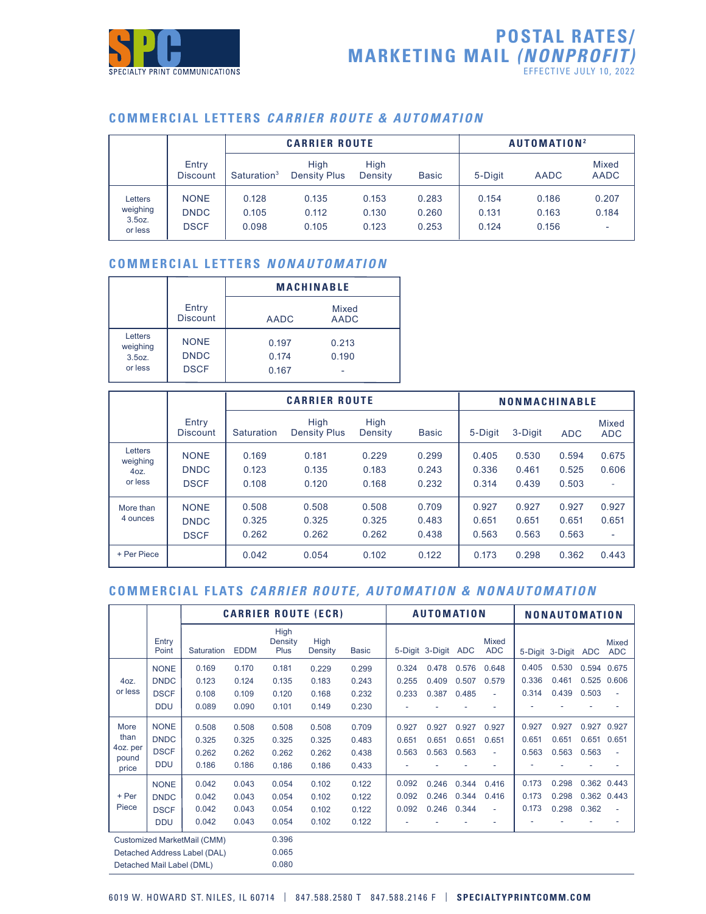SPC
SPECIALTY PRINT COMMUNICATIONS

# POSTAL RATES/ MARKETING MAIL *(NONPROFIT)*

EFFECTIVE JULY 10, 2022

## COMMERCIAL LETTERS *CARRIER ROUTE & AUTOMATION*

| | Entry Discount | CARRIER ROUTE | | | | AUTOMATION[2] | | |
|---|---|---|---|---|---|---|---|---|
| | | Saturation[3] | High Density Plus | High Density | Basic | 5-Digit | AADC | Mixed AADC |
| Letters weighing 3.5oz. or less | NONE | 0.128 | 0.135 | 0.153 | 0.283 | 0.154 | 0.186 | 0.207 |
| | DNDC | 0.105 | 0.112 | 0.130 | 0.260 | 0.131 | 0.163 | 0.184 |
| | DSCF | 0.098 | 0.105 | 0.123 | 0.253 | 0.124 | 0.156 | - |

## COMMERCIAL LETTERS *NONAUTOMATION*

| | Entry Discount | MACHINABLE | |
|---|---|---|---|
| | | AADC | Mixed AADC |
| Letters weighing 3.5oz. or less | NONE | 0.197 | 0.213 |
| | DNDC | 0.174 | 0.190 |
| | DSCF | 0.167 | - |

| | Entry Discount | CARRIER ROUTE | | | | NONMACHINABLE | | | |
|---|---|---|---|---|---|---|---|---|---|
| | | Saturation | High Density Plus | High Density | Basic | 5-Digit | 3-Digit | ADC | Mixed ADC |
| Letters weighing 4oz. or less | NONE | 0.169 | 0.181 | 0.229 | 0.299 | 0.405 | 0.530 | 0.594 | 0.675 |
| | DNDC | 0.123 | 0.135 | 0.183 | 0.243 | 0.336 | 0.461 | 0.525 | 0.606 |
| | DSCF | 0.108 | 0.120 | 0.168 | 0.232 | 0.314 | 0.439 | 0.503 | - |
| More than 4 ounces | NONE | 0.508 | 0.508 | 0.508 | 0.709 | 0.927 | 0.927 | 0.927 | 0.927 |
| | DNDC | 0.325 | 0.325 | 0.325 | 0.483 | 0.651 | 0.651 | 0.651 | 0.651 |
| | DSCF | 0.262 | 0.262 | 0.262 | 0.438 | 0.563 | 0.563 | 0.563 | - |
| + Per Piece | | 0.042 | 0.054 | 0.102 | 0.122 | 0.173 | 0.298 | 0.362 | 0.443 |

## COMMERCIAL FLATS *CARRIER ROUTE, AUTOMATION & NONAUTOMATION*

| | Entry Point | CARRIER ROUTE (ECR) | | | | | AUTOMATION | | | | NONAUTOMATION | | | |
|---|---|---|---|---|---|---|---|---|---|---|---|---|---|---|
| | | Saturation | EDDM | High Density Plus | High Density | Basic | 5-Digit | 3-Digit | ADC | Mixed ADC | 5-Digit | 3-Digit | ADC | Mixed ADC |
| 4oz. or less | NONE | 0.169 | 0.170 | 0.181 | 0.229 | 0.299 | 0.324 | 0.478 | 0.576 | 0.648 | 0.405 | 0.530 | 0.594 | 0.675 |
| | DNDC | 0.123 | 0.124 | 0.135 | 0.183 | 0.243 | 0.255 | 0.409 | 0.507 | 0.579 | 0.336 | 0.461 | 0.525 | 0.606 |
| | DSCF | 0.108 | 0.109 | 0.120 | 0.168 | 0.232 | 0.233 | 0.387 | 0.485 | - | 0.314 | 0.439 | 0.503 | - |
| | DDU | 0.089 | 0.090 | 0.101 | 0.149 | 0.230 | - | - | - | - | - | - | - | - |
| More than 4oz. per pound price | NONE | 0.508 | 0.508 | 0.508 | 0.508 | 0.709 | 0.927 | 0.927 | 0.927 | 0.927 | 0.927 | 0.927 | 0.927 | 0.927 |
| | DNDC | 0.325 | 0.325 | 0.325 | 0.325 | 0.483 | 0.651 | 0.651 | 0.651 | 0.651 | 0.651 | 0.651 | 0.651 | 0.651 |
| | DSCF | 0.262 | 0.262 | 0.262 | 0.262 | 0.438 | 0.563 | 0.563 | 0.563 | - | 0.563 | 0.563 | 0.563 | - |
| | DDU | 0.186 | 0.186 | 0.186 | 0.186 | 0.433 | - | - | - | - | - | - | - | - |
| + Per Piece | NONE | 0.042 | 0.043 | 0.054 | 0.102 | 0.122 | 0.092 | 0.246 | 0.344 | 0.416 | 0.173 | 0.298 | 0.362 | 0.443 |
| | DNDC | 0.042 | 0.043 | 0.054 | 0.102 | 0.122 | 0.092 | 0.246 | 0.344 | 0.416 | 0.173 | 0.298 | 0.362 | 0.443 |
| | DSCF | 0.042 | 0.043 | 0.054 | 0.102 | 0.122 | 0.092 | 0.246 | 0.344 | - | 0.173 | 0.298 | 0.362 | - |
| | DDU | 0.042 | 0.043 | 0.054 | 0.102 | 0.122 | - | - | - | - | - | - | - | - |

| | |
|---|---|
| Customized MarketMail (CMM) | 0.396 |
| Detached Address Label (DAL) | 0.065 |
| Detached Mail Label (DML) | 0.080 |

6019 W. HOWARD ST. NILES, IL 60714 | 847.588.2580 T 847.588.2146 F | SPECIALTYPRINTCOMM.COM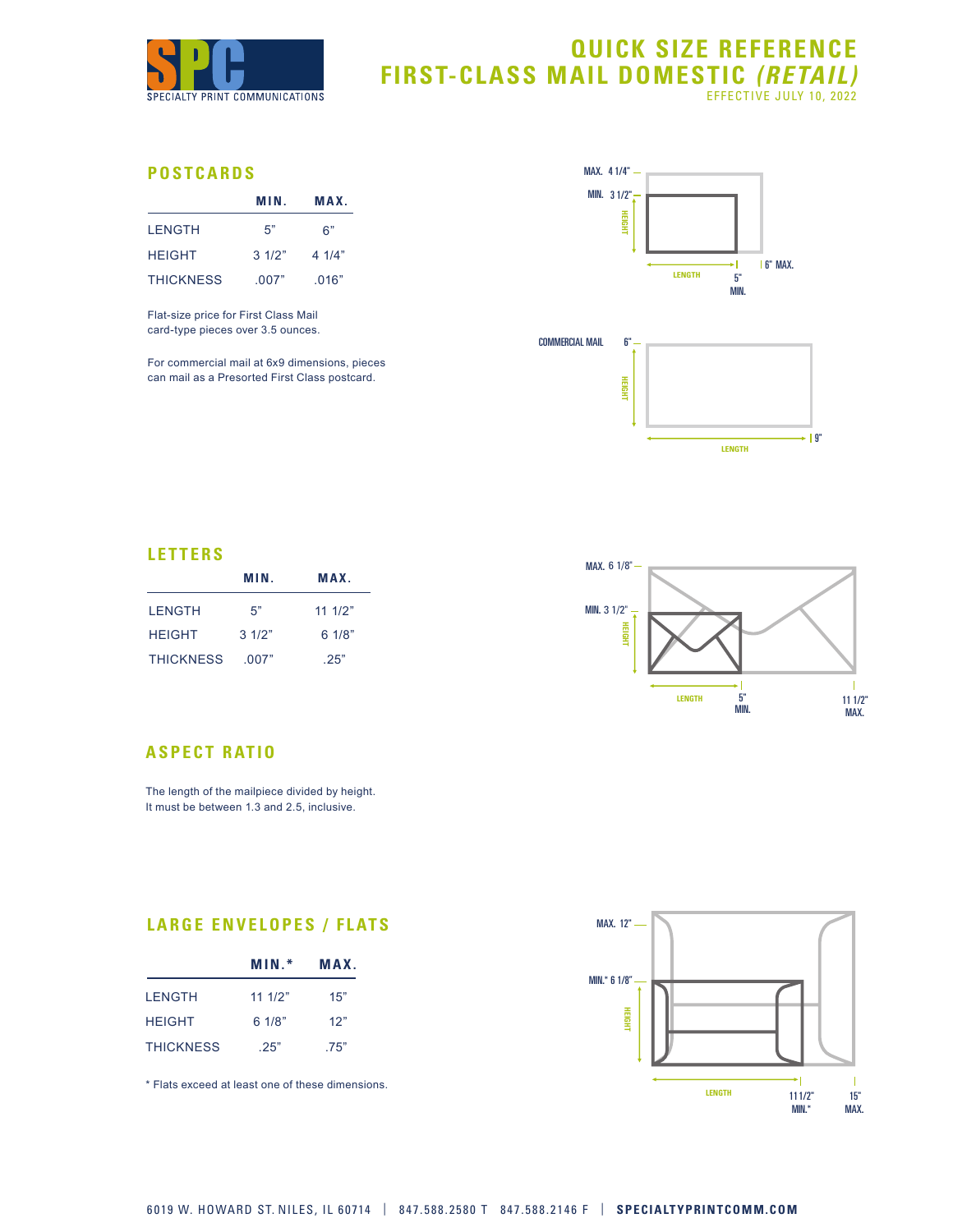SPC SPECIALTY PRINT COMMUNICATIONS

# QUICK SIZE REFERENCE FIRST-CLASS MAIL DOMESTIC *(RETAIL)*

EFFECTIVE JULY 10, 2022

## POSTCARDS

| | MIN. | MAX. |
|---|---|---|
| LENGTH | 5” | 6” |
| HEIGHT | 3 1/2” | 4 1/4” |
| THICKNESS | .007” | .016” |

Flat-size price for First Class Mail card-type pieces over 3.5 ounces.

For commercial mail at 6x9 dimensions, pieces can mail as a Presorted First Class postcard.

MAX. 4 1/4"
MIN. 3 1/2"
HEIGHT
LENGTH
5" MIN.
6" MAX.

COMMERCIAL MAIL 6"
HEIGHT
LENGTH
9"

## LETTERS

| | MIN. | MAX. |
|---|---|---|
| LENGTH | 5” | 11 1/2” |
| HEIGHT | 3 1/2” | 6 1/8” |
| THICKNESS | .007” | .25” |

MAX. 6 1/8"
MIN. 3 1/2"
HEIGHT
LENGTH
5" MIN.
11 1/2" MAX.

## ASPECT RATIO

The length of the mailpiece divided by height. It must be between 1.3 and 2.5, inclusive.

## LARGE ENVELOPES / FLATS

| | MIN.* | MAX. |
|---|---|---|
| LENGTH | 11 1/2” | 15” |
| HEIGHT | 6 1/8” | 12” |
| THICKNESS | .25” | .75” |

* Flats exceed at least one of these dimensions.

MAX. 12"
MIN.* 6 1/8"
HEIGHT
LENGTH
11 1/2" MIN.*
15" MAX.

6019 W. HOWARD ST. NILES, IL 60714 | 847.588.2580 T 847.588.2146 F | SPECIALTYPRINTCOMM.COM